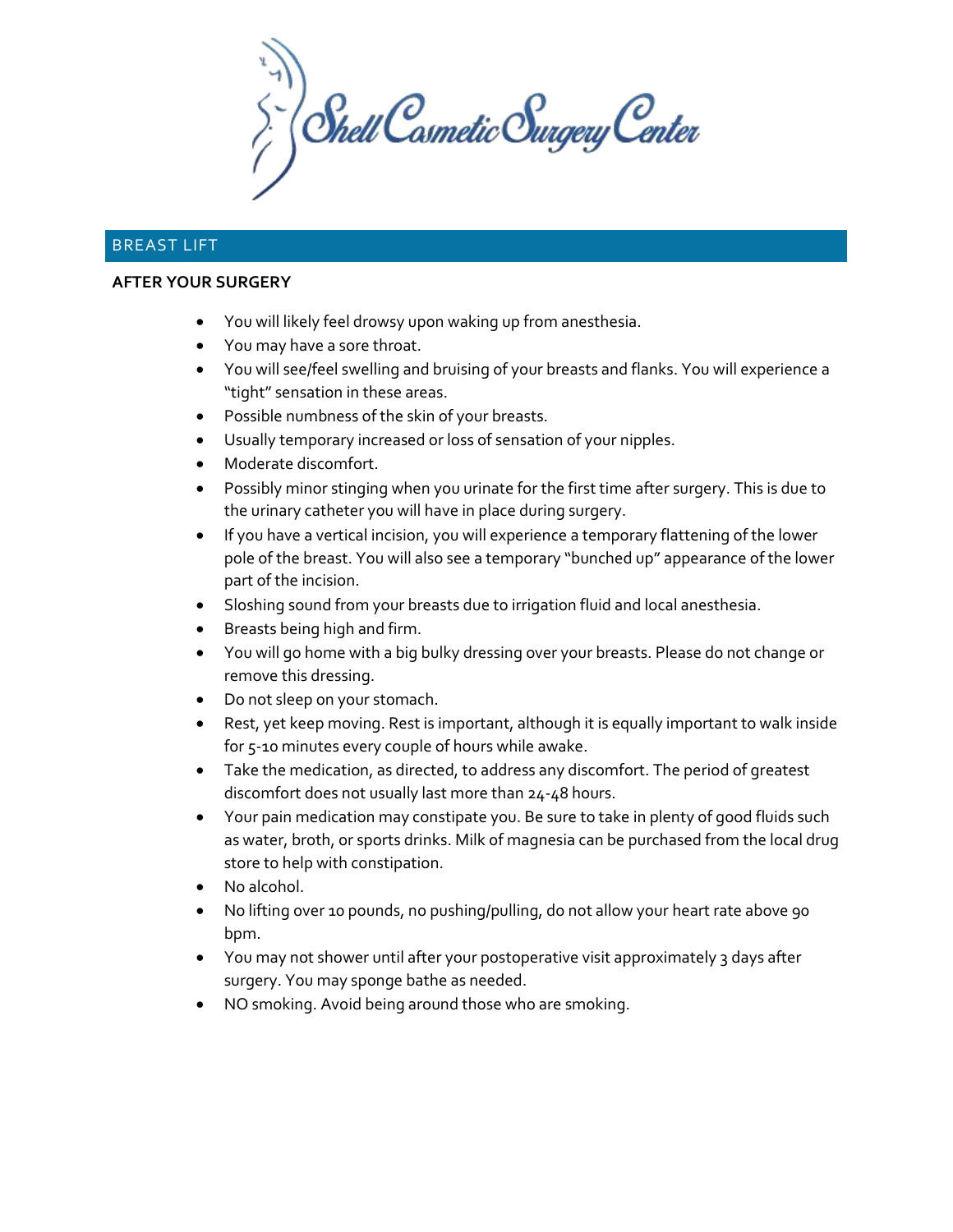Shell Cosmetic Surgery Center

## BREAST LIFT

**AFTER YOUR SURGERY**

- You will likely feel drowsy upon waking up from anesthesia.
- You may have a sore throat.
- You will see/feel swelling and bruising of your breasts and flanks. You will experience a "tight" sensation in these areas.
- Possible numbness of the skin of your breasts.
- Usually temporary increased or loss of sensation of your nipples.
- Moderate discomfort.
- Possibly minor stinging when you urinate for the first time after surgery. This is due to the urinary catheter you will have in place during surgery.
- If you have a vertical incision, you will experience a temporary flattening of the lower pole of the breast. You will also see a temporary "bunched up" appearance of the lower part of the incision.
- Sloshing sound from your breasts due to irrigation fluid and local anesthesia.
- Breasts being high and firm.
- You will go home with a big bulky dressing over your breasts. Please do not change or remove this dressing.
- Do not sleep on your stomach.
- Rest, yet keep moving. Rest is important, although it is equally important to walk inside for 5-10 minutes every couple of hours while awake.
- Take the medication, as directed, to address any discomfort. The period of greatest discomfort does not usually last more than 24-48 hours.
- Your pain medication may constipate you. Be sure to take in plenty of good fluids such as water, broth, or sports drinks. Milk of magnesia can be purchased from the local drug store to help with constipation.
- No alcohol.
- No lifting over 10 pounds, no pushing/pulling, do not allow your heart rate above 90 bpm.
- You may not shower until after your postoperative visit approximately 3 days after surgery. You may sponge bathe as needed.
- NO smoking. Avoid being around those who are smoking.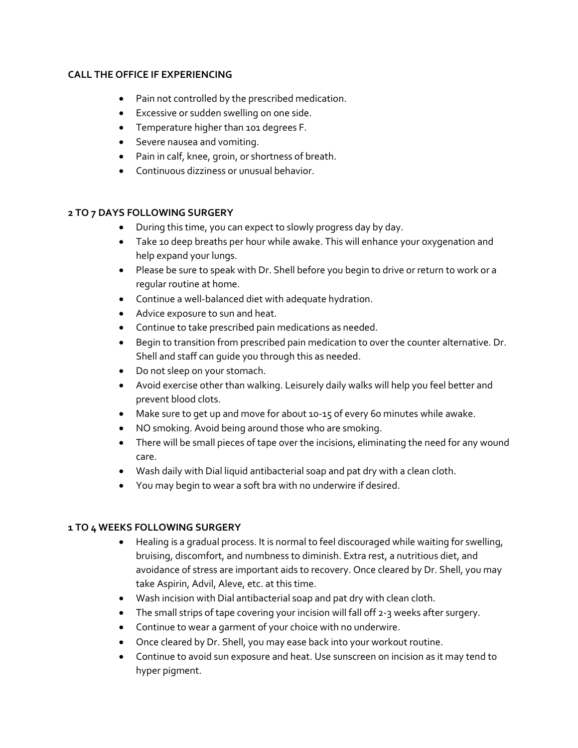**CALL THE OFFICE IF EXPERIENCING**

- Pain not controlled by the prescribed medication.
- Excessive or sudden swelling on one side.
- Temperature higher than 101 degrees F.
- Severe nausea and vomiting.
- Pain in calf, knee, groin, or shortness of breath.
- Continuous dizziness or unusual behavior.

**2 TO 7 DAYS FOLLOWING SURGERY**

- During this time, you can expect to slowly progress day by day.
- Take 10 deep breaths per hour while awake. This will enhance your oxygenation and help expand your lungs.
- Please be sure to speak with Dr. Shell before you begin to drive or return to work or a regular routine at home.
- Continue a well-balanced diet with adequate hydration.
- Advice exposure to sun and heat.
- Continue to take prescribed pain medications as needed.
- Begin to transition from prescribed pain medication to over the counter alternative. Dr. Shell and staff can guide you through this as needed.
- Do not sleep on your stomach.
- Avoid exercise other than walking. Leisurely daily walks will help you feel better and prevent blood clots.
- Make sure to get up and move for about 10-15 of every 60 minutes while awake.
- NO smoking. Avoid being around those who are smoking.
- There will be small pieces of tape over the incisions, eliminating the need for any wound care.
- Wash daily with Dial liquid antibacterial soap and pat dry with a clean cloth.
- You may begin to wear a soft bra with no underwire if desired.

**1 TO 4 WEEKS FOLLOWING SURGERY**

- Healing is a gradual process. It is normal to feel discouraged while waiting for swelling, bruising, discomfort, and numbness to diminish. Extra rest, a nutritious diet, and avoidance of stress are important aids to recovery. Once cleared by Dr. Shell, you may take Aspirin, Advil, Aleve, etc. at this time.
- Wash incision with Dial antibacterial soap and pat dry with clean cloth.
- The small strips of tape covering your incision will fall off 2-3 weeks after surgery.
- Continue to wear a garment of your choice with no underwire.
- Once cleared by Dr. Shell, you may ease back into your workout routine.
- Continue to avoid sun exposure and heat. Use sunscreen on incision as it may tend to hyper pigment.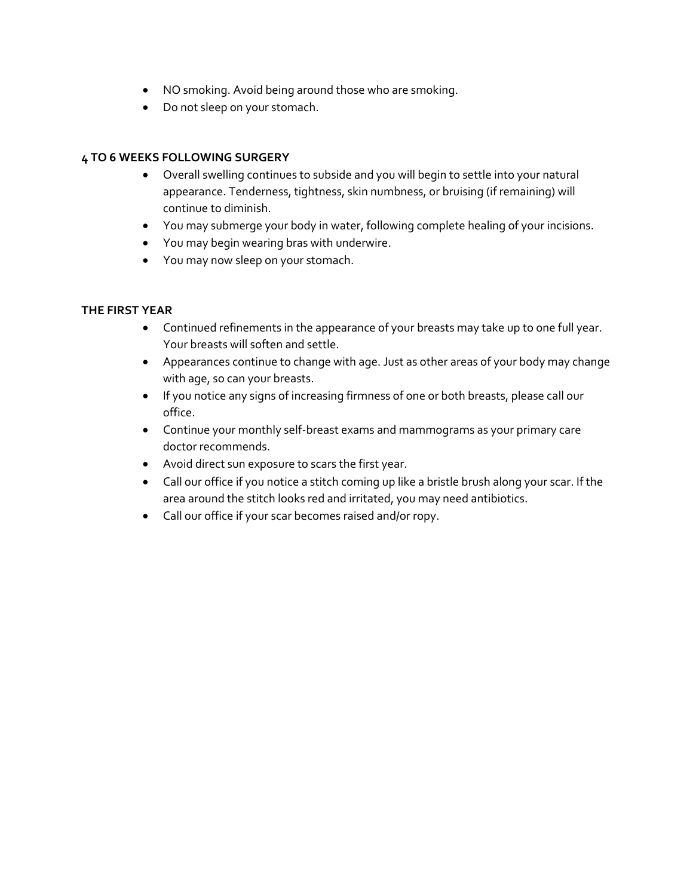- NO smoking. Avoid being around those who are smoking.
- Do not sleep on your stomach.

**4 TO 6 WEEKS FOLLOWING SURGERY**

- Overall swelling continues to subside and you will begin to settle into your natural appearance. Tenderness, tightness, skin numbness, or bruising (if remaining) will continue to diminish.
- You may submerge your body in water, following complete healing of your incisions.
- You may begin wearing bras with underwire.
- You may now sleep on your stomach.

**THE FIRST YEAR**

- Continued refinements in the appearance of your breasts may take up to one full year. Your breasts will soften and settle.
- Appearances continue to change with age. Just as other areas of your body may change with age, so can your breasts.
- If you notice any signs of increasing firmness of one or both breasts, please call our office.
- Continue your monthly self-breast exams and mammograms as your primary care doctor recommends.
- Avoid direct sun exposure to scars the first year.
- Call our office if you notice a stitch coming up like a bristle brush along your scar. If the area around the stitch looks red and irritated, you may need antibiotics.
- Call our office if your scar becomes raised and/or ropy.